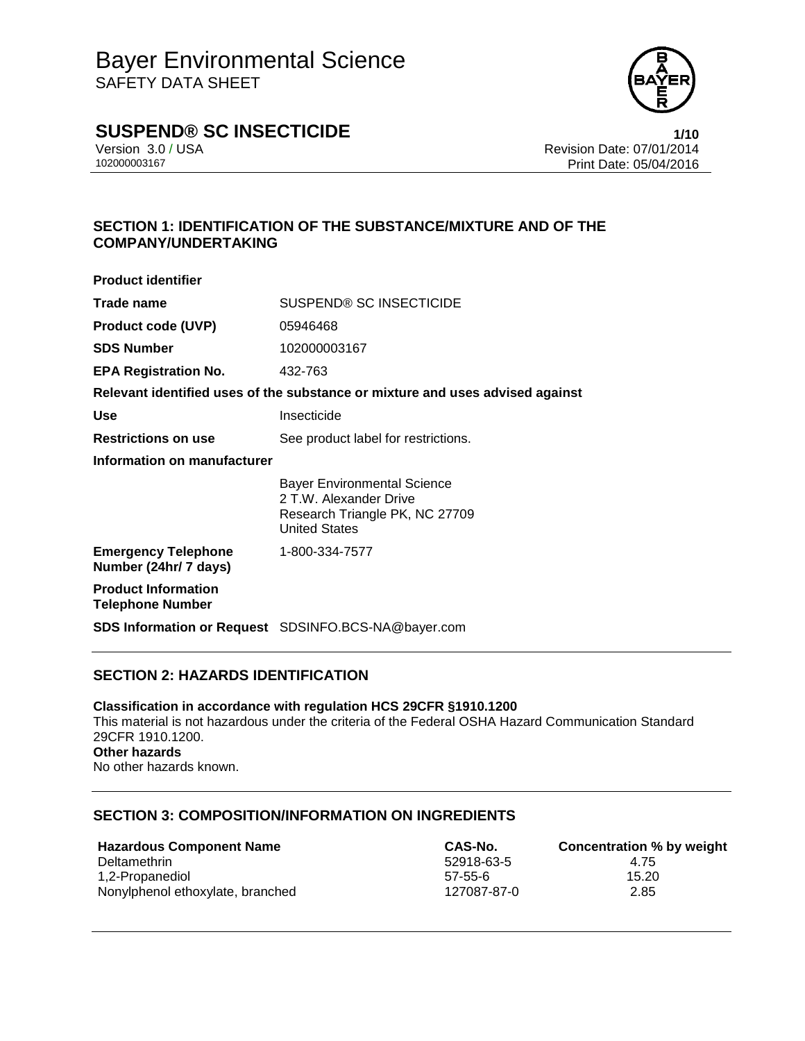# Bayer Environmental Science

SAFETY DATA SHEET

## SUSPEND® SC INSECTICIDE

Version 3.0 / USA
102000003167

Revision Date: 07/01/2014
Print Date: 05/04/2016

## SECTION 1: IDENTIFICATION OF THE SUBSTANCE/MIXTURE AND OF THE COMPANY/UNDERTAKING

**Product identifier**

| | |
|---|---|
| **Trade name** | SUSPEND® SC INSECTICIDE |
| **Product code (UVP)** | 05946468 |
| **SDS Number** | 102000003167 |
| **EPA Registration No.** | 432-763 |

**Relevant identified uses of the substance or mixture and uses advised against**

| | |
|---|---|
| **Use** | Insecticide |
| **Restrictions on use** | See product label for restrictions. |

**Information on manufacturer**

Bayer Environmental Science
2 T.W. Alexander Drive
Research Triangle PK, NC 27709
United States

| | |
|---|---|
| **Emergency Telephone Number (24hr/ 7 days)** | 1-800-334-7577 |
| **Product Information Telephone Number** | |
| **SDS Information or Request** | SDSINFO.BCS-NA@bayer.com |

## SECTION 2: HAZARDS IDENTIFICATION

**Classification in accordance with regulation HCS 29CFR §1910.1200**
This material is not hazardous under the criteria of the Federal OSHA Hazard Communication Standard 29CFR 1910.1200.
**Other hazards**
No other hazards known.

## SECTION 3: COMPOSITION/INFORMATION ON INGREDIENTS

| Hazardous Component Name | CAS-No. | Concentration % by weight |
|---|---|---|
| Deltamethrin | 52918-63-5 | 4.75 |
| 1,2-Propanediol | 57-55-6 | 15.20 |
| Nonylphenol ethoxylate, branched | 127087-87-0 | 2.85 |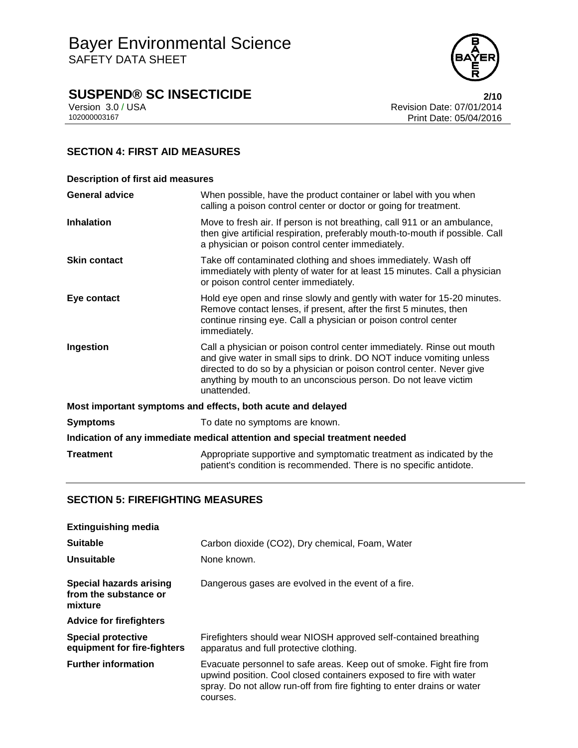## SECTION 4: FIRST AID MEASURES

**Description of first aid measures**

| | |
|---|---|
| **General advice** | When possible, have the product container or label with you when calling a poison control center or doctor or going for treatment. |
| **Inhalation** | Move to fresh air. If person is not breathing, call 911 or an ambulance, then give artificial respiration, preferably mouth-to-mouth if possible. Call a physician or poison control center immediately. |
| **Skin contact** | Take off contaminated clothing and shoes immediately. Wash off immediately with plenty of water for at least 15 minutes. Call a physician or poison control center immediately. |
| **Eye contact** | Hold eye open and rinse slowly and gently with water for 15-20 minutes. Remove contact lenses, if present, after the first 5 minutes, then continue rinsing eye. Call a physician or poison control center immediately. |
| **Ingestion** | Call a physician or poison control center immediately. Rinse out mouth and give water in small sips to drink. DO NOT induce vomiting unless directed to do so by a physician or poison control center. Never give anything by mouth to an unconscious person. Do not leave victim unattended. |

**Most important symptoms and effects, both acute and delayed**

| | |
|---|---|
| **Symptoms** | To date no symptoms are known. |

**Indication of any immediate medical attention and special treatment needed**

| | |
|---|---|
| **Treatment** | Appropriate supportive and symptomatic treatment as indicated by the patient's condition is recommended. There is no specific antidote. |

## SECTION 5: FIREFIGHTING MEASURES

**Extinguishing media**

| | |
|---|---|
| **Suitable** | Carbon dioxide (CO2), Dry chemical, Foam, Water |
| **Unsuitable** | None known. |
| **Special hazards arising from the substance or mixture** | Dangerous gases are evolved in the event of a fire. |

**Advice for firefighters**

| | |
|---|---|
| **Special protective equipment for fire-fighters** | Firefighters should wear NIOSH approved self-contained breathing apparatus and full protective clothing. |
| **Further information** | Evacuate personnel to safe areas. Keep out of smoke. Fight fire from upwind position. Cool closed containers exposed to fire with water spray. Do not allow run-off from fire fighting to enter drains or water courses. |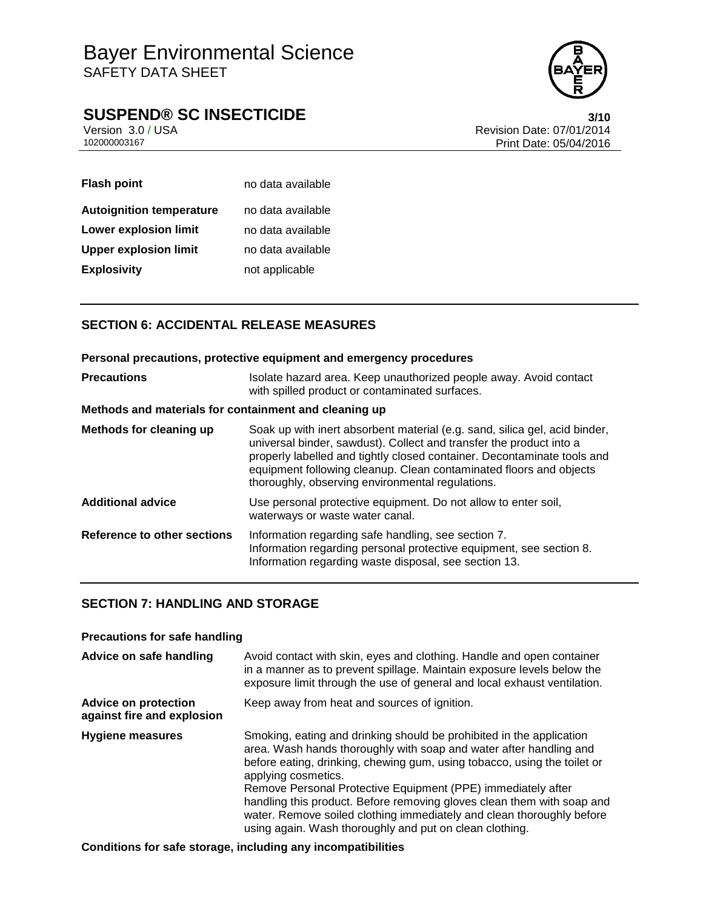| | |
|---|---|
| **Flash point** | no data available |
| **Autoignition temperature** | no data available |
| **Lower explosion limit** | no data available |
| **Upper explosion limit** | no data available |
| **Explosivity** | not applicable |

## SECTION 6: ACCIDENTAL RELEASE MEASURES

**Personal precautions, protective equipment and emergency procedures**

| | |
|---|---|
| **Precautions** | Isolate hazard area. Keep unauthorized people away. Avoid contact with spilled product or contaminated surfaces. |

**Methods and materials for containment and cleaning up**

| | |
|---|---|
| **Methods for cleaning up** | Soak up with inert absorbent material (e.g. sand, silica gel, acid binder, universal binder, sawdust). Collect and transfer the product into a properly labelled and tightly closed container. Decontaminate tools and equipment following cleanup. Clean contaminated floors and objects thoroughly, observing environmental regulations. |
| **Additional advice** | Use personal protective equipment. Do not allow to enter soil, waterways or waste water canal. |
| **Reference to other sections** | Information regarding safe handling, see section 7.<br>Information regarding personal protective equipment, see section 8.<br>Information regarding waste disposal, see section 13. |

## SECTION 7: HANDLING AND STORAGE

**Precautions for safe handling**

| | |
|---|---|
| **Advice on safe handling** | Avoid contact with skin, eyes and clothing. Handle and open container in a manner as to prevent spillage. Maintain exposure levels below the exposure limit through the use of general and local exhaust ventilation. |
| **Advice on protection against fire and explosion** | Keep away from heat and sources of ignition. |
| **Hygiene measures** | Smoking, eating and drinking should be prohibited in the application area. Wash hands thoroughly with soap and water after handling and before eating, drinking, chewing gum, using tobacco, using the toilet or applying cosmetics.<br>Remove Personal Protective Equipment (PPE) immediately after handling this product. Before removing gloves clean them with soap and water. Remove soiled clothing immediately and clean thoroughly before using again. Wash thoroughly and put on clean clothing. |

**Conditions for safe storage, including any incompatibilities**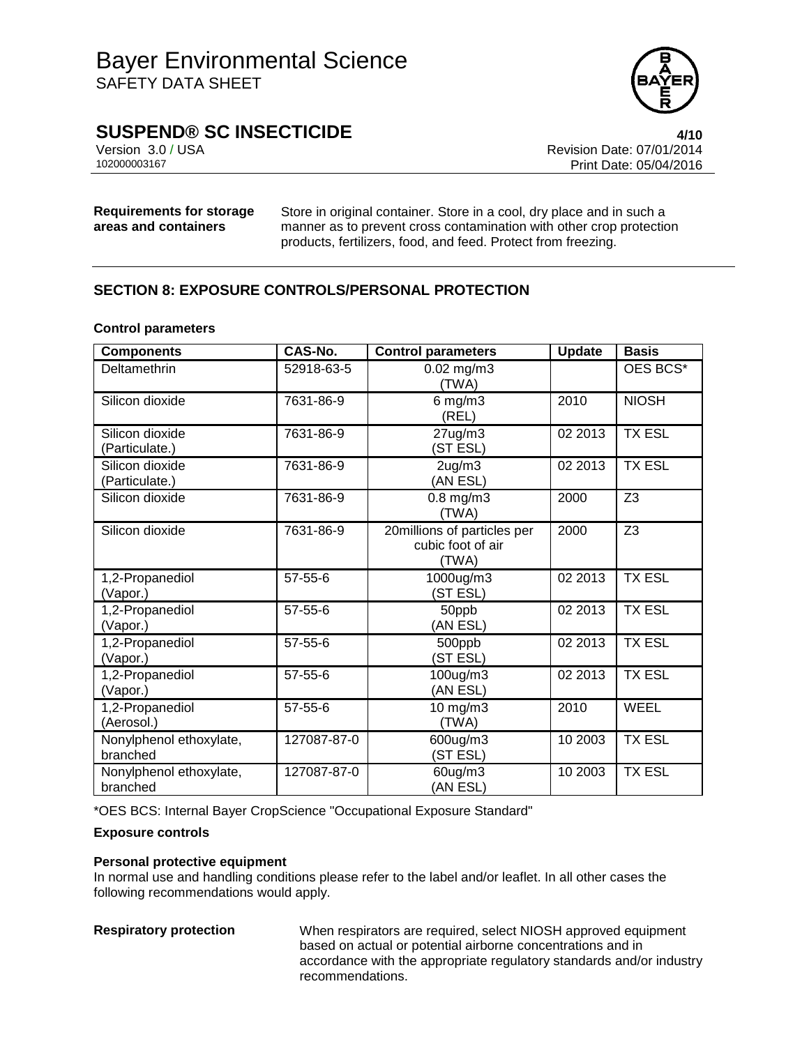**Requirements for storage areas and containers** Store in original container. Store in a cool, dry place and in such a manner as to prevent cross contamination with other crop protection products, fertilizers, food, and feed. Protect from freezing.

## SECTION 8: EXPOSURE CONTROLS/PERSONAL PROTECTION

### Control parameters

| Components | CAS-No. | Control parameters | Update | Basis |
|---|---|---|---|---|
| Deltamethrin | 52918-63-5 | 0.02 mg/m3 (TWA) | | OES BCS* |
| Silicon dioxide | 7631-86-9 | 6 mg/m3 (REL) | 2010 | NIOSH |
| Silicon dioxide (Particulate.) | 7631-86-9 | 27ug/m3 (ST ESL) | 02 2013 | TX ESL |
| Silicon dioxide (Particulate.) | 7631-86-9 | 2ug/m3 (AN ESL) | 02 2013 | TX ESL |
| Silicon dioxide | 7631-86-9 | 0.8 mg/m3 (TWA) | 2000 | Z3 |
| Silicon dioxide | 7631-86-9 | 20millions of particles per cubic foot of air (TWA) | 2000 | Z3 |
| 1,2-Propanediol (Vapor.) | 57-55-6 | 1000ug/m3 (ST ESL) | 02 2013 | TX ESL |
| 1,2-Propanediol (Vapor.) | 57-55-6 | 50ppb (AN ESL) | 02 2013 | TX ESL |
| 1,2-Propanediol (Vapor.) | 57-55-6 | 500ppb (ST ESL) | 02 2013 | TX ESL |
| 1,2-Propanediol (Vapor.) | 57-55-6 | 100ug/m3 (AN ESL) | 02 2013 | TX ESL |
| 1,2-Propanediol (Aerosol.) | 57-55-6 | 10 mg/m3 (TWA) | 2010 | WEEL |
| Nonylphenol ethoxylate, branched | 127087-87-0 | 600ug/m3 (ST ESL) | 10 2003 | TX ESL |
| Nonylphenol ethoxylate, branched | 127087-87-0 | 60ug/m3 (AN ESL) | 10 2003 | TX ESL |

*OES BCS: Internal Bayer CropScience "Occupational Exposure Standard"

### Exposure controls

**Personal protective equipment**

In normal use and handling conditions please refer to the label and/or leaflet. In all other cases the following recommendations would apply.

**Respiratory protection** When respirators are required, select NIOSH approved equipment based on actual or potential airborne concentrations and in accordance with the appropriate regulatory standards and/or industry recommendations.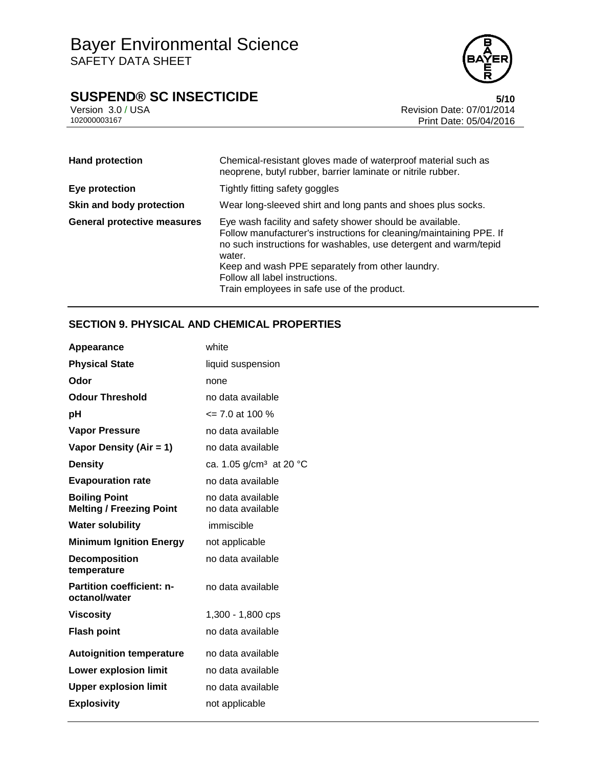| | |
|---|---|
| **Hand protection** | Chemical-resistant gloves made of waterproof material such as neoprene, butyl rubber, barrier laminate or nitrile rubber. |
| **Eye protection** | Tightly fitting safety goggles |
| **Skin and body protection** | Wear long-sleeved shirt and long pants and shoes plus socks. |
| **General protective measures** | Eye wash facility and safety shower should be available.<br>Follow manufacturer's instructions for cleaning/maintaining PPE. If no such instructions for washables, use detergent and warm/tepid water.<br>Keep and wash PPE separately from other laundry.<br>Follow all label instructions.<br>Train employees in safe use of the product. |

## SECTION 9. PHYSICAL AND CHEMICAL PROPERTIES

| | |
|---|---|
| **Appearance** | white |
| **Physical State** | liquid suspension |
| **Odor** | none |
| **Odour Threshold** | no data available |
| **pH** | <= 7.0 at 100 % |
| **Vapor Pressure** | no data available |
| **Vapor Density (Air = 1)** | no data available |
| **Density** | ca. 1.05 g/cm³ at 20 °C |
| **Evapouration rate** | no data available |
| **Boiling Point** | no data available |
| **Melting / Freezing Point** | no data available |
| **Water solubility** | immiscible |
| **Minimum Ignition Energy** | not applicable |
| **Decomposition temperature** | no data available |
| **Partition coefficient: n-octanol/water** | no data available |
| **Viscosity** | 1,300 - 1,800 cps |
| **Flash point** | no data available |
| **Autoignition temperature** | no data available |
| **Lower explosion limit** | no data available |
| **Upper explosion limit** | no data available |
| **Explosivity** | not applicable |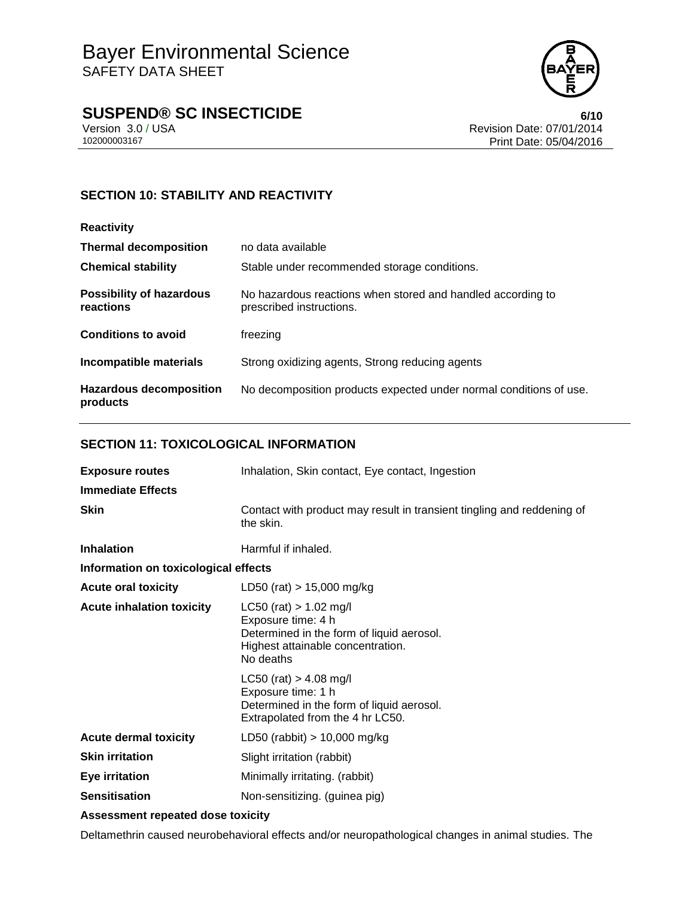## SECTION 10: STABILITY AND REACTIVITY

| | |
|---|---|
| **Reactivity** | |
| **Thermal decomposition** | no data available |
| **Chemical stability** | Stable under recommended storage conditions. |
| **Possibility of hazardous reactions** | No hazardous reactions when stored and handled according to prescribed instructions. |
| **Conditions to avoid** | freezing |
| **Incompatible materials** | Strong oxidizing agents, Strong reducing agents |
| **Hazardous decomposition products** | No decomposition products expected under normal conditions of use. |

## SECTION 11: TOXICOLOGICAL INFORMATION

| | |
|---|---|
| **Exposure routes** | Inhalation, Skin contact, Eye contact, Ingestion |
| **Immediate Effects** | |
| **Skin** | Contact with product may result in transient tingling and reddening of the skin. |
| **Inhalation** | Harmful if inhaled. |

**Information on toxicological effects**

| | |
|---|---|
| **Acute oral toxicity** | LD50 (rat) > 15,000 mg/kg |
| **Acute inhalation toxicity** | LC50 (rat) > 1.02 mg/l<br>Exposure time: 4 h<br>Determined in the form of liquid aerosol.<br>Highest attainable concentration.<br>No deaths |
| | LC50 (rat) > 4.08 mg/l<br>Exposure time: 1 h<br>Determined in the form of liquid aerosol.<br>Extrapolated from the 4 hr LC50. |
| **Acute dermal toxicity** | LD50 (rabbit) > 10,000 mg/kg |
| **Skin irritation** | Slight irritation (rabbit) |
| **Eye irritation** | Minimally irritating. (rabbit) |
| **Sensitisation** | Non-sensitizing. (guinea pig) |

**Assessment repeated dose toxicity**

Deltamethrin caused neurobehavioral effects and/or neuropathological changes in animal studies. The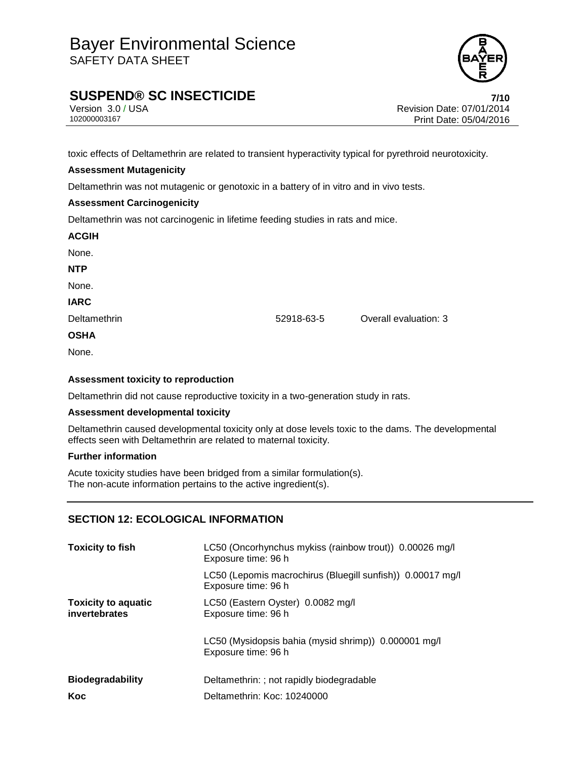toxic effects of Deltamethrin are related to transient hyperactivity typical for pyrethroid neurotoxicity.

**Assessment Mutagenicity**

Deltamethrin was not mutagenic or genotoxic in a battery of in vitro and in vivo tests.

**Assessment Carcinogenicity**

Deltamethrin was not carcinogenic in lifetime feeding studies in rats and mice.

**ACGIH**

None.

**NTP**

None.

**IARC**

| | | |
|---|---|---|
| Deltamethrin | 52918-63-5 | Overall evaluation: 3 |

**OSHA**

None.

**Assessment toxicity to reproduction**

Deltamethrin did not cause reproductive toxicity in a two-generation study in rats.

**Assessment developmental toxicity**

Deltamethrin caused developmental toxicity only at dose levels toxic to the dams. The developmental effects seen with Deltamethrin are related to maternal toxicity.

**Further information**

Acute toxicity studies have been bridged from a similar formulation(s).
The non-acute information pertains to the active ingredient(s).

## SECTION 12: ECOLOGICAL INFORMATION

| | |
|---|---|
| **Toxicity to fish** | LC50 (Oncorhynchus mykiss (rainbow trout)) 0.00026 mg/l<br>Exposure time: 96 h |
| | LC50 (Lepomis macrochirus (Bluegill sunfish)) 0.00017 mg/l<br>Exposure time: 96 h |
| **Toxicity to aquatic invertebrates** | LC50 (Eastern Oyster) 0.0082 mg/l<br>Exposure time: 96 h |
| | LC50 (Mysidopsis bahia (mysid shrimp)) 0.000001 mg/l<br>Exposure time: 96 h |
| **Biodegradability** | Deltamethrin: ; not rapidly biodegradable |
| **Koc** | Deltamethrin: Koc: 10240000 |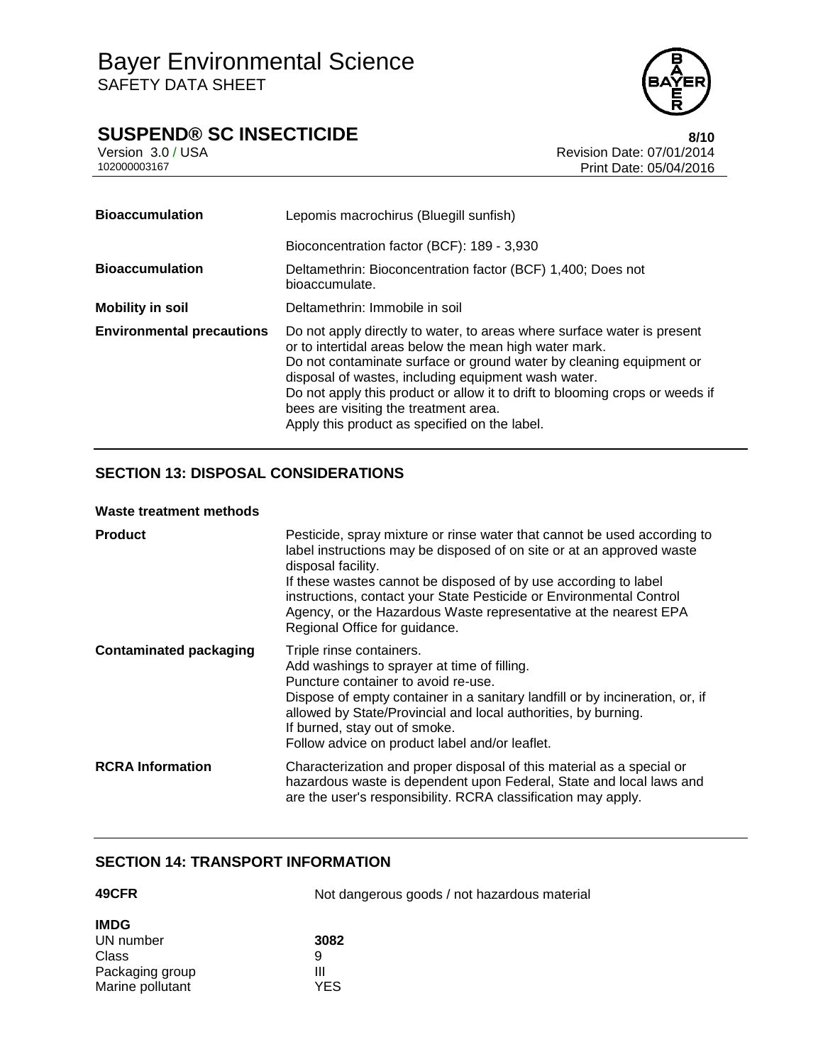| | |
|---|---|
| **Bioaccumulation** | Lepomis macrochirus (Bluegill sunfish)<br><br>Bioconcentration factor (BCF): 189 - 3,930 |
| **Bioaccumulation** | Deltamethrin: Bioconcentration factor (BCF) 1,400; Does not bioaccumulate. |
| **Mobility in soil** | Deltamethrin: Immobile in soil |
| **Environmental precautions** | Do not apply directly to water, to areas where surface water is present or to intertidal areas below the mean high water mark.<br>Do not contaminate surface or ground water by cleaning equipment or disposal of wastes, including equipment wash water.<br>Do not apply this product or allow it to drift to blooming crops or weeds if bees are visiting the treatment area.<br>Apply this product as specified on the label. |

## SECTION 13: DISPOSAL CONSIDERATIONS

**Waste treatment methods**

| | |
|---|---|
| **Product** | Pesticide, spray mixture or rinse water that cannot be used according to label instructions may be disposed of on site or at an approved waste disposal facility.<br>If these wastes cannot be disposed of by use according to label instructions, contact your State Pesticide or Environmental Control Agency, or the Hazardous Waste representative at the nearest EPA Regional Office for guidance. |
| **Contaminated packaging** | Triple rinse containers.<br>Add washings to sprayer at time of filling.<br>Puncture container to avoid re-use.<br>Dispose of empty container in a sanitary landfill or by incineration, or, if allowed by State/Provincial and local authorities, by burning.<br>If burned, stay out of smoke.<br>Follow advice on product label and/or leaflet. |
| **RCRA Information** | Characterization and proper disposal of this material as a special or hazardous waste is dependent upon Federal, State and local laws and are the user's responsibility. RCRA classification may apply. |

## SECTION 14: TRANSPORT INFORMATION

**49CFR** Not dangerous goods / not hazardous material

**IMDG**

| | |
|---|---|
| UN number | **3082** |
| Class | 9 |
| Packaging group | III |
| Marine pollutant | YES |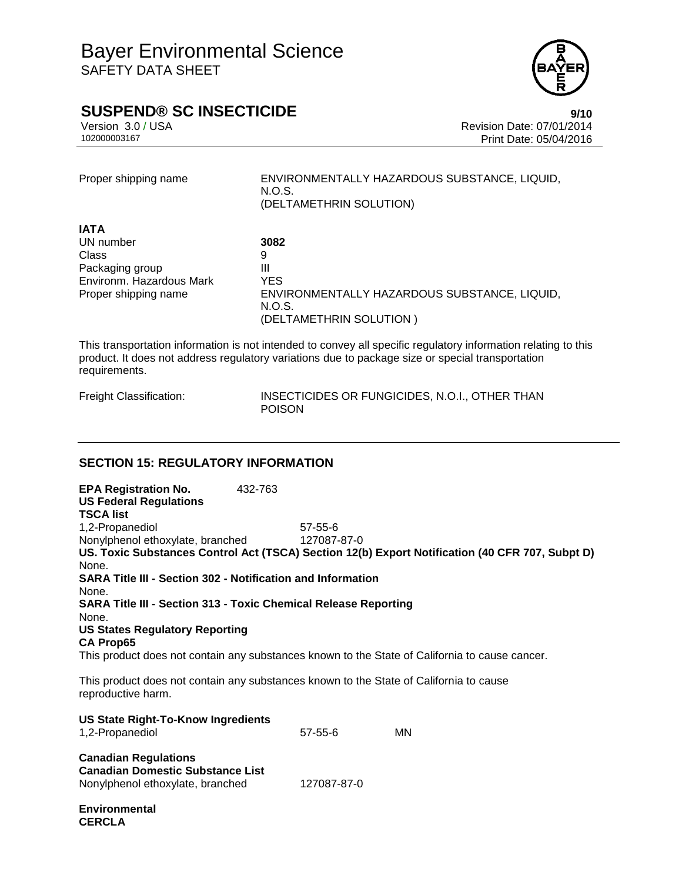| | |
|---|---|
| Proper shipping name | ENVIRONMENTALLY HAZARDOUS SUBSTANCE, LIQUID, N.O.S. (DELTAMETHRIN SOLUTION) |

**IATA**

| | |
|---|---|
| UN number | **3082** |
| Class | 9 |
| Packaging group | III |
| Environm. Hazardous Mark | YES |
| Proper shipping name | ENVIRONMENTALLY HAZARDOUS SUBSTANCE, LIQUID, N.O.S. (DELTAMETHRIN SOLUTION ) |

This transportation information is not intended to convey all specific regulatory information relating to this product. It does not address regulatory variations due to package size or special transportation requirements.

| | |
|---|---|
| Freight Classification: | INSECTICIDES OR FUNGICIDES, N.O.I., OTHER THAN POISON |

## SECTION 15: REGULATORY INFORMATION

**EPA Registration No.** 432-763

**US Federal Regulations**

**TSCA list**

| | |
|---|---|
| 1,2-Propanediol | 57-55-6 |
| Nonylphenol ethoxylate, branched | 127087-87-0 |

**US. Toxic Substances Control Act (TSCA) Section 12(b) Export Notification (40 CFR 707, Subpt D)**

None.

**SARA Title III - Section 302 - Notification and Information**

None.

**SARA Title III - Section 313 - Toxic Chemical Release Reporting**

None.

**US States Regulatory Reporting**

**CA Prop65**

This product does not contain any substances known to the State of California to cause cancer.

This product does not contain any substances known to the State of California to cause reproductive harm.

**US State Right-To-Know Ingredients**

| | | |
|---|---|---|
| 1,2-Propanediol | 57-55-6 | MN |

**Canadian Regulations**

**Canadian Domestic Substance List**

| | |
|---|---|
| Nonylphenol ethoxylate, branched | 127087-87-0 |

**Environmental**

**CERCLA**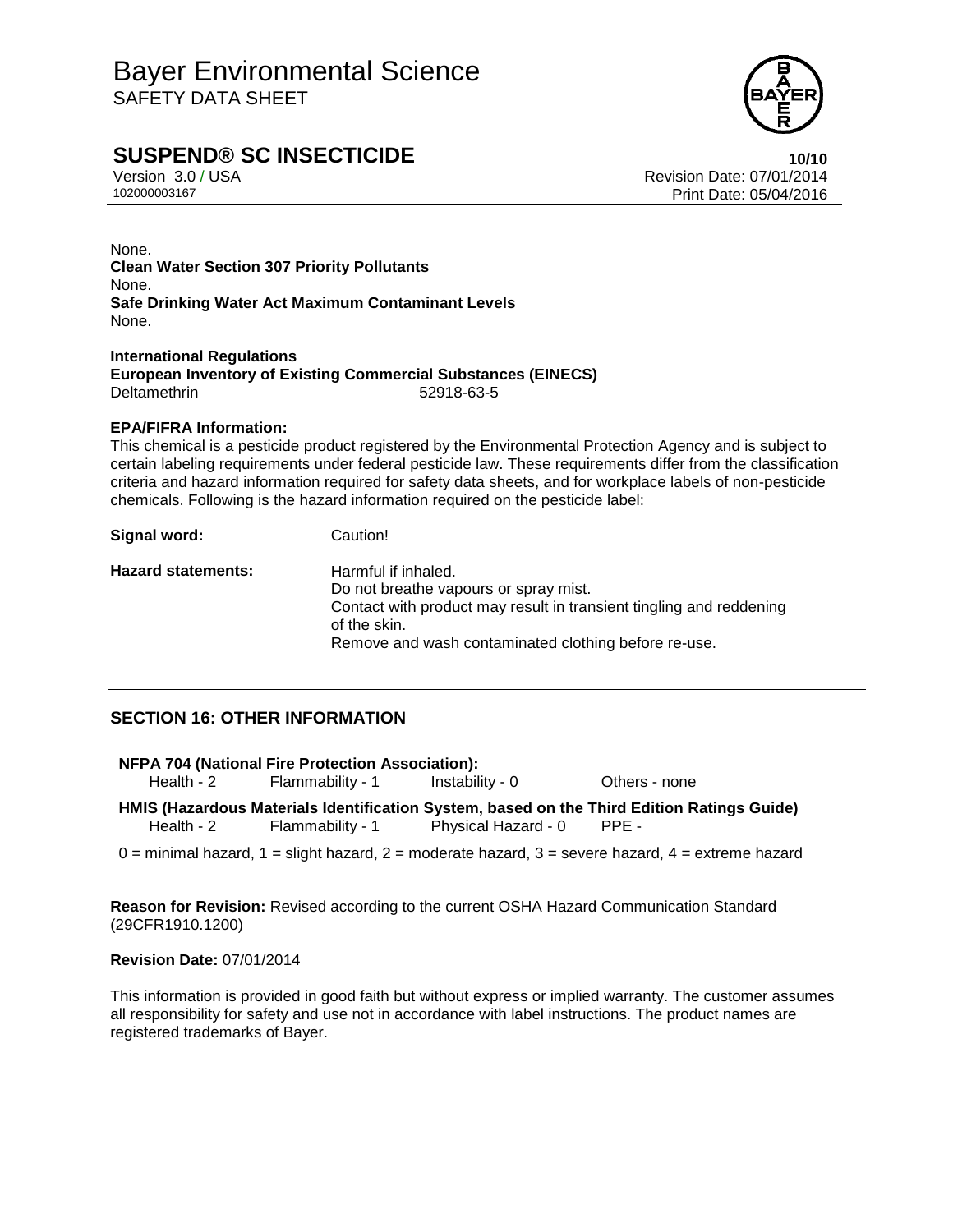None.

**Clean Water Section 307 Priority Pollutants**

None.

**Safe Drinking Water Act Maximum Contaminant Levels**

None.

**International Regulations**

**European Inventory of Existing Commercial Substances (EINECS)**

| | |
|---|---|
| Deltamethrin | 52918-63-5 |

**EPA/FIFRA Information:**

This chemical is a pesticide product registered by the Environmental Protection Agency and is subject to certain labeling requirements under federal pesticide law. These requirements differ from the classification criteria and hazard information required for safety data sheets, and for workplace labels of non-pesticide chemicals. Following is the hazard information required on the pesticide label:

**Signal word:** Caution!

**Hazard statements:**
Harmful if inhaled.
Do not breathe vapours or spray mist.
Contact with product may result in transient tingling and reddening of the skin.
Remove and wash contaminated clothing before re-use.

## SECTION 16: OTHER INFORMATION

**NFPA 704 (National Fire Protection Association):**

| | | | |
|---|---|---|---|
| Health - 2 | Flammability - 1 | Instability - 0 | Others - none |

**HMIS (Hazardous Materials Identification System, based on the Third Edition Ratings Guide)**

| | | | |
|---|---|---|---|
| Health - 2 | Flammability - 1 | Physical Hazard - 0 | PPE - |

0 = minimal hazard, 1 = slight hazard, 2 = moderate hazard, 3 = severe hazard, 4 = extreme hazard

**Reason for Revision:** Revised according to the current OSHA Hazard Communication Standard (29CFR1910.1200)

**Revision Date:** 07/01/2014

This information is provided in good faith but without express or implied warranty. The customer assumes all responsibility for safety and use not in accordance with label instructions. The product names are registered trademarks of Bayer.